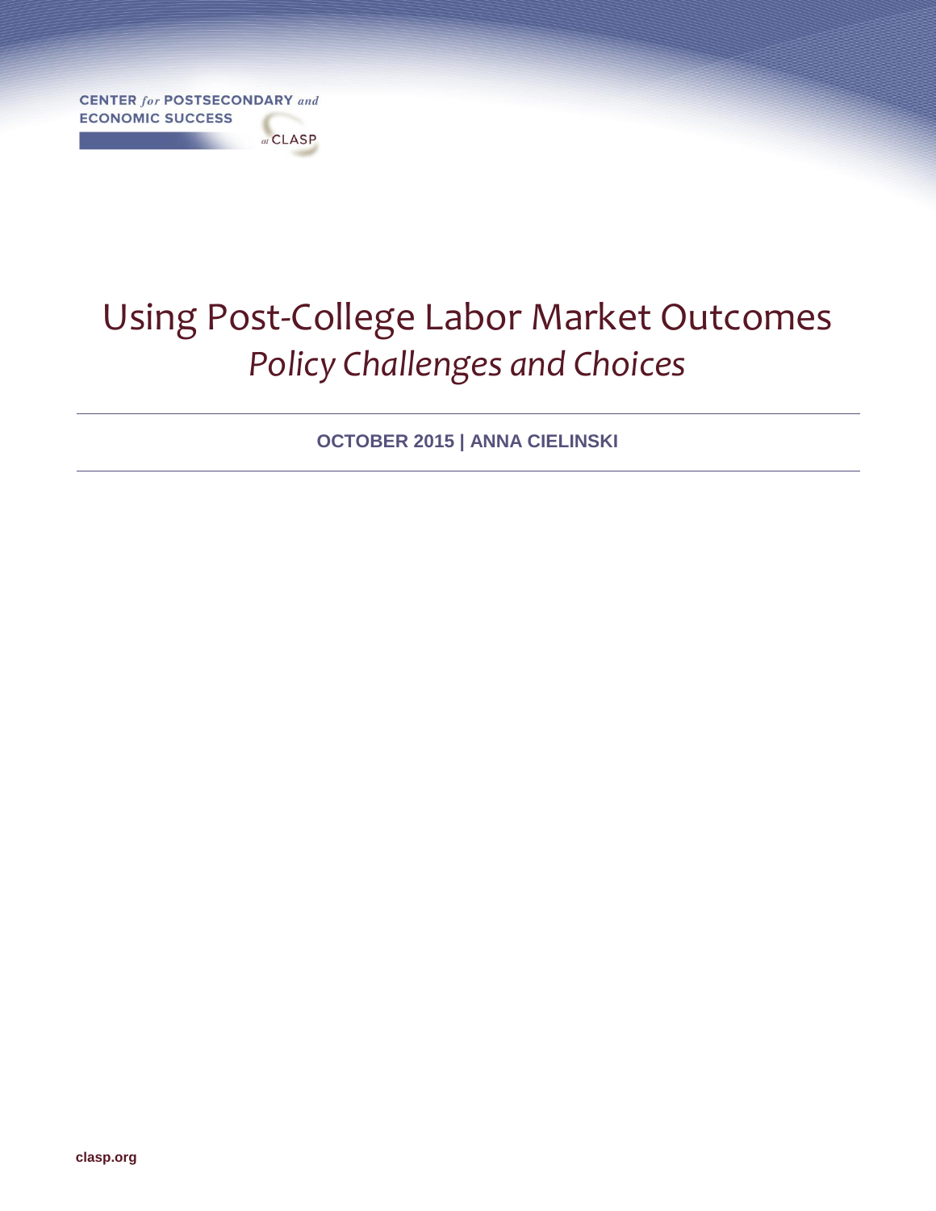CENTER *for* POSTSECONDARY *and* ECONOMIC SUCCESS *at* CLASP

# Using Post-College Labor Market Outcomes
## *Policy Challenges and Choices*

**OCTOBER 2015 | ANNA CIELINSKI**

**clasp.org**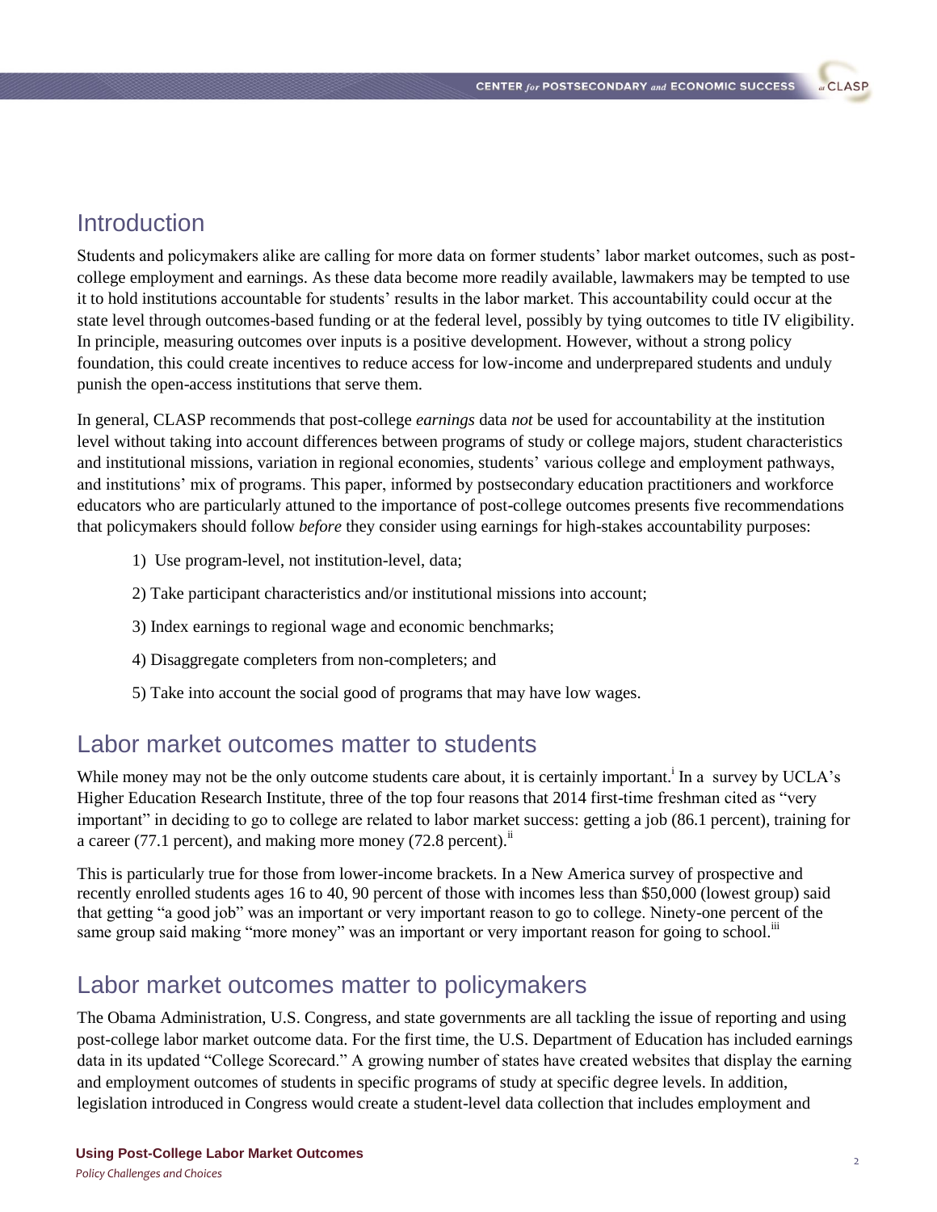## Introduction

Students and policymakers alike are calling for more data on former students' labor market outcomes, such as post-college employment and earnings. As these data become more readily available, lawmakers may be tempted to use it to hold institutions accountable for students' results in the labor market. This accountability could occur at the state level through outcomes-based funding or at the federal level, possibly by tying outcomes to title IV eligibility. In principle, measuring outcomes over inputs is a positive development. However, without a strong policy foundation, this could create incentives to reduce access for low-income and underprepared students and unduly punish the open-access institutions that serve them.

In general, CLASP recommends that post-college *earnings* data *not* be used for accountability at the institution level without taking into account differences between programs of study or college majors, student characteristics and institutional missions, variation in regional economies, students' various college and employment pathways, and institutions' mix of programs. This paper, informed by postsecondary education practitioners and workforce educators who are particularly attuned to the importance of post-college outcomes presents five recommendations that policymakers should follow *before* they consider using earnings for high-stakes accountability purposes:

1) Use program-level, not institution-level, data;
2) Take participant characteristics and/or institutional missions into account;
3) Index earnings to regional wage and economic benchmarks;
4) Disaggregate completers from non-completers; and
5) Take into account the social good of programs that may have low wages.

## Labor market outcomes matter to students

While money may not be the only outcome students care about, it is certainly important.[i] In a survey by UCLA's Higher Education Research Institute, three of the top four reasons that 2014 first-time freshman cited as "very important" in deciding to go to college are related to labor market success: getting a job (86.1 percent), training for a career (77.1 percent), and making more money (72.8 percent).[ii]

This is particularly true for those from lower-income brackets. In a New America survey of prospective and recently enrolled students ages 16 to 40, 90 percent of those with incomes less than $50,000 (lowest group) said that getting "a good job" was an important or very important reason to go to college. Ninety-one percent of the same group said making "more money" was an important or very important reason for going to school.[iii]

## Labor market outcomes matter to policymakers

The Obama Administration, U.S. Congress, and state governments are all tackling the issue of reporting and using post-college labor market outcome data. For the first time, the U.S. Department of Education has included earnings data in its updated "College Scorecard." A growing number of states have created websites that display the earning and employment outcomes of students in specific programs of study at specific degree levels. In addition, legislation introduced in Congress would create a student-level data collection that includes employment and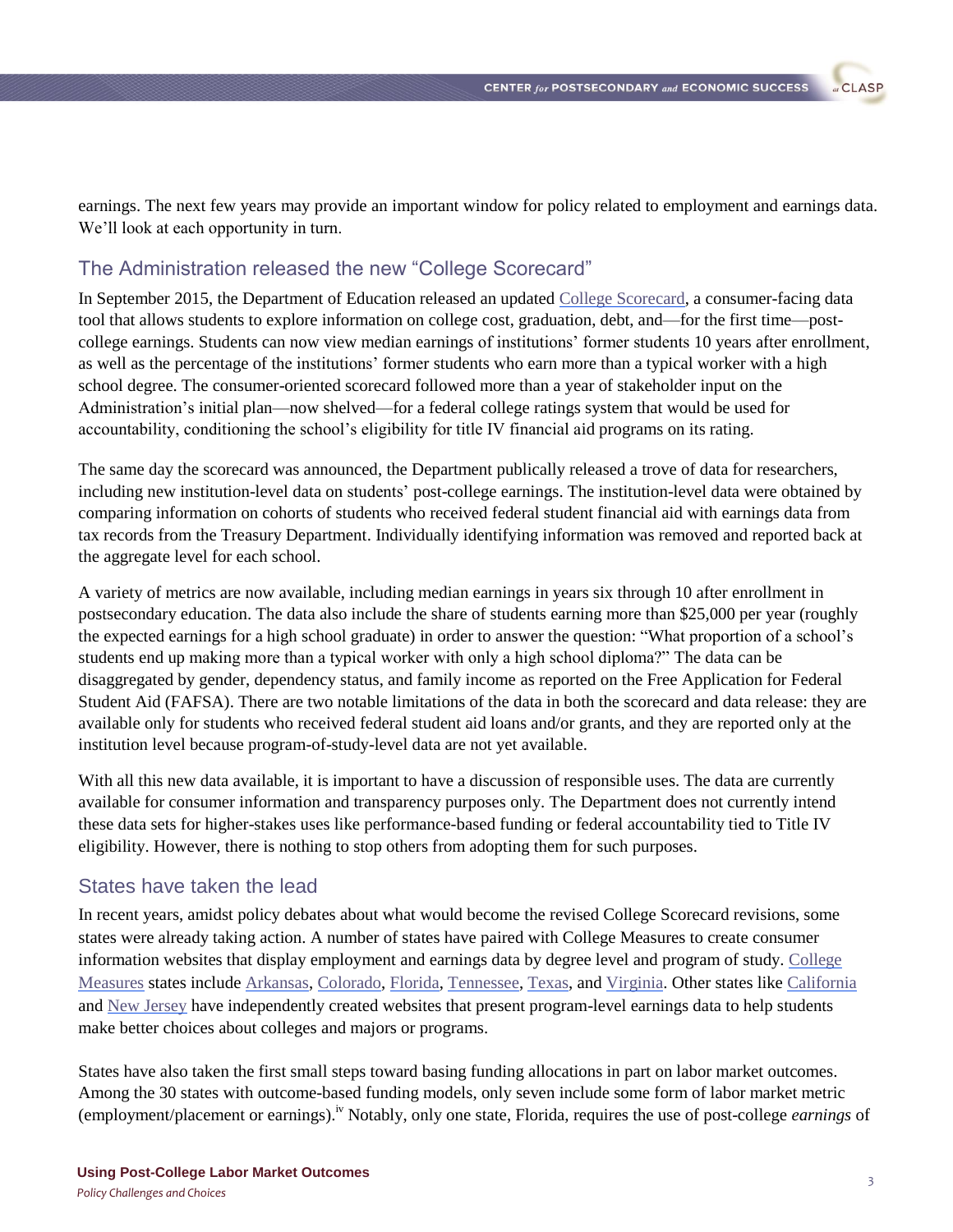earnings. The next few years may provide an important window for policy related to employment and earnings data. We'll look at each opportunity in turn.

## The Administration released the new "College Scorecard"

In September 2015, the Department of Education released an updated College Scorecard, a consumer-facing data tool that allows students to explore information on college cost, graduation, debt, and—for the first time—post-college earnings. Students can now view median earnings of institutions' former students 10 years after enrollment, as well as the percentage of the institutions' former students who earn more than a typical worker with a high school degree. The consumer-oriented scorecard followed more than a year of stakeholder input on the Administration's initial plan—now shelved—for a federal college ratings system that would be used for accountability, conditioning the school's eligibility for title IV financial aid programs on its rating.

The same day the scorecard was announced, the Department publically released a trove of data for researchers, including new institution-level data on students' post-college earnings. The institution-level data were obtained by comparing information on cohorts of students who received federal student financial aid with earnings data from tax records from the Treasury Department. Individually identifying information was removed and reported back at the aggregate level for each school.

A variety of metrics are now available, including median earnings in years six through 10 after enrollment in postsecondary education. The data also include the share of students earning more than $25,000 per year (roughly the expected earnings for a high school graduate) in order to answer the question: "What proportion of a school's students end up making more than a typical worker with only a high school diploma?" The data can be disaggregated by gender, dependency status, and family income as reported on the Free Application for Federal Student Aid (FAFSA). There are two notable limitations of the data in both the scorecard and data release: they are available only for students who received federal student aid loans and/or grants, and they are reported only at the institution level because program-of-study-level data are not yet available.

With all this new data available, it is important to have a discussion of responsible uses. The data are currently available for consumer information and transparency purposes only. The Department does not currently intend these data sets for higher-stakes uses like performance-based funding or federal accountability tied to Title IV eligibility. However, there is nothing to stop others from adopting them for such purposes.

## States have taken the lead

In recent years, amidst policy debates about what would become the revised College Scorecard revisions, some states were already taking action. A number of states have paired with College Measures to create consumer information websites that display employment and earnings data by degree level and program of study. College Measures states include Arkansas, Colorado, Florida, Tennessee, Texas, and Virginia. Other states like California and New Jersey have independently created websites that present program-level earnings data to help students make better choices about colleges and majors or programs.

States have also taken the first small steps toward basing funding allocations in part on labor market outcomes. Among the 30 states with outcome-based funding models, only seven include some form of labor market metric (employment/placement or earnings).[iv] Notably, only one state, Florida, requires the use of post-college *earnings* of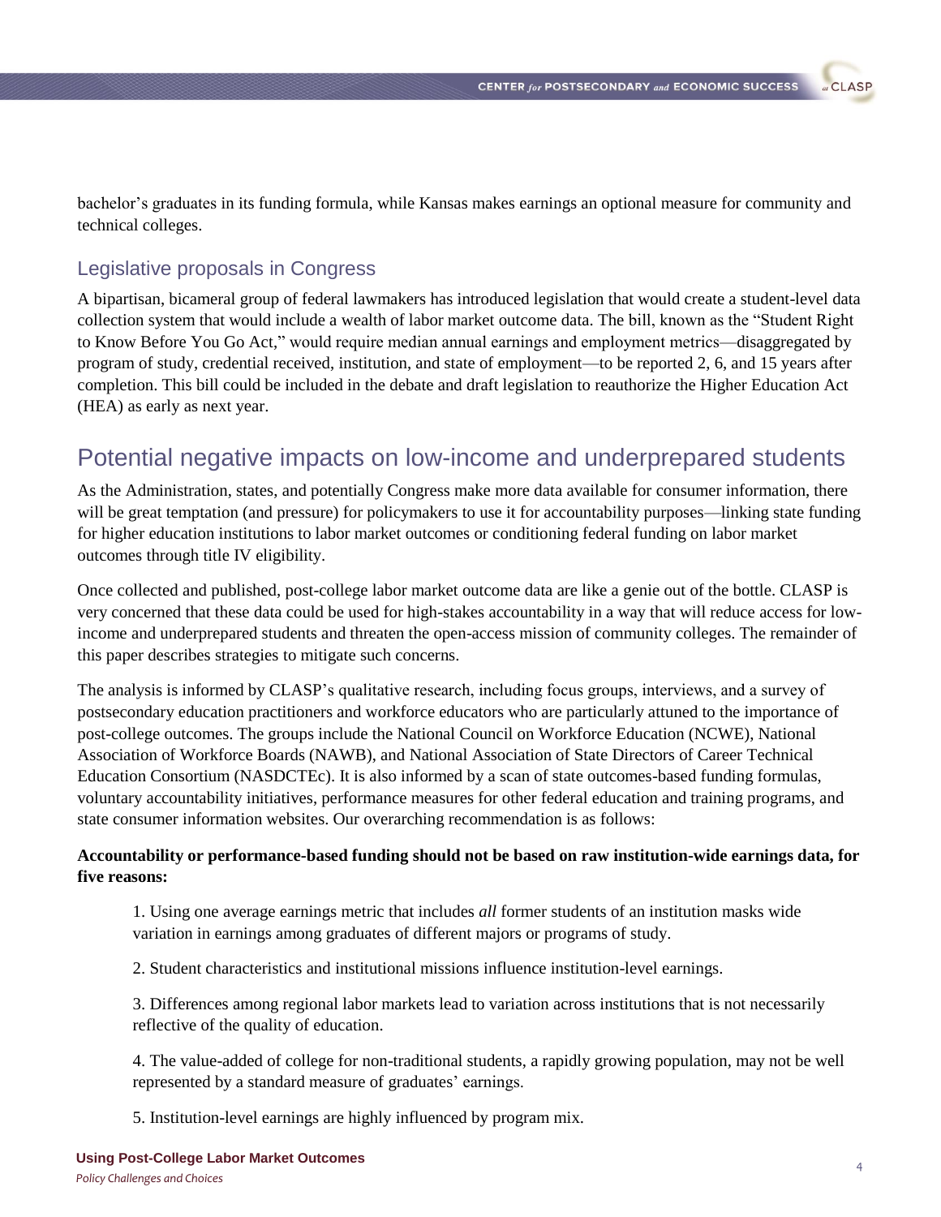bachelor's graduates in its funding formula, while Kansas makes earnings an optional measure for community and technical colleges.

### Legislative proposals in Congress

A bipartisan, bicameral group of federal lawmakers has introduced legislation that would create a student-level data collection system that would include a wealth of labor market outcome data. The bill, known as the "Student Right to Know Before You Go Act," would require median annual earnings and employment metrics—disaggregated by program of study, credential received, institution, and state of employment—to be reported 2, 6, and 15 years after completion. This bill could be included in the debate and draft legislation to reauthorize the Higher Education Act (HEA) as early as next year.

## Potential negative impacts on low-income and underprepared students

As the Administration, states, and potentially Congress make more data available for consumer information, there will be great temptation (and pressure) for policymakers to use it for accountability purposes—linking state funding for higher education institutions to labor market outcomes or conditioning federal funding on labor market outcomes through title IV eligibility.

Once collected and published, post-college labor market outcome data are like a genie out of the bottle. CLASP is very concerned that these data could be used for high-stakes accountability in a way that will reduce access for low-income and underprepared students and threaten the open-access mission of community colleges. The remainder of this paper describes strategies to mitigate such concerns.

The analysis is informed by CLASP's qualitative research, including focus groups, interviews, and a survey of postsecondary education practitioners and workforce educators who are particularly attuned to the importance of post-college outcomes. The groups include the National Council on Workforce Education (NCWE), National Association of Workforce Boards (NAWB), and National Association of State Directors of Career Technical Education Consortium (NASDCTEc). It is also informed by a scan of state outcomes-based funding formulas, voluntary accountability initiatives, performance measures for other federal education and training programs, and state consumer information websites. Our overarching recommendation is as follows:

**Accountability or performance-based funding should not be based on raw institution-wide earnings data, for five reasons:**

1. Using one average earnings metric that includes *all* former students of an institution masks wide variation in earnings among graduates of different majors or programs of study.

2. Student characteristics and institutional missions influence institution-level earnings.

3. Differences among regional labor markets lead to variation across institutions that is not necessarily reflective of the quality of education.

4. The value-added of college for non-traditional students, a rapidly growing population, may not be well represented by a standard measure of graduates' earnings.

5. Institution-level earnings are highly influenced by program mix.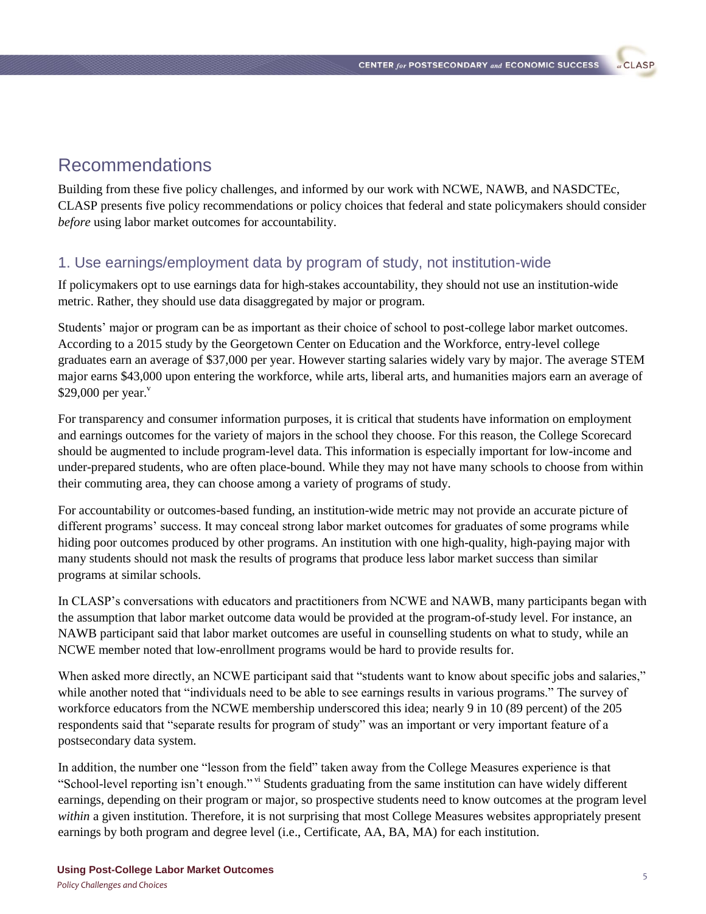## Recommendations

Building from these five policy challenges, and informed by our work with NCWE, NAWB, and NASDCTEc, CLASP presents five policy recommendations or policy choices that federal and state policymakers should consider *before* using labor market outcomes for accountability.

### 1. Use earnings/employment data by program of study, not institution-wide

If policymakers opt to use earnings data for high-stakes accountability, they should not use an institution-wide metric. Rather, they should use data disaggregated by major or program.

Students' major or program can be as important as their choice of school to post-college labor market outcomes. According to a 2015 study by the Georgetown Center on Education and the Workforce, entry-level college graduates earn an average of $37,000 per year. However starting salaries widely vary by major. The average STEM major earns $43,000 upon entering the workforce, while arts, liberal arts, and humanities majors earn an average of $29,000 per year.[v]

For transparency and consumer information purposes, it is critical that students have information on employment and earnings outcomes for the variety of majors in the school they choose. For this reason, the College Scorecard should be augmented to include program-level data. This information is especially important for low-income and under-prepared students, who are often place-bound. While they may not have many schools to choose from within their commuting area, they can choose among a variety of programs of study.

For accountability or outcomes-based funding, an institution-wide metric may not provide an accurate picture of different programs' success. It may conceal strong labor market outcomes for graduates of some programs while hiding poor outcomes produced by other programs. An institution with one high-quality, high-paying major with many students should not mask the results of programs that produce less labor market success than similar programs at similar schools.

In CLASP's conversations with educators and practitioners from NCWE and NAWB, many participants began with the assumption that labor market outcome data would be provided at the program-of-study level. For instance, an NAWB participant said that labor market outcomes are useful in counselling students on what to study, while an NCWE member noted that low-enrollment programs would be hard to provide results for.

When asked more directly, an NCWE participant said that "students want to know about specific jobs and salaries," while another noted that "individuals need to be able to see earnings results in various programs." The survey of workforce educators from the NCWE membership underscored this idea; nearly 9 in 10 (89 percent) of the 205 respondents said that "separate results for program of study" was an important or very important feature of a postsecondary data system.

In addition, the number one "lesson from the field" taken away from the College Measures experience is that "School-level reporting isn't enough."[vi] Students graduating from the same institution can have widely different earnings, depending on their program or major, so prospective students need to know outcomes at the program level *within* a given institution. Therefore, it is not surprising that most College Measures websites appropriately present earnings by both program and degree level (i.e., Certificate, AA, BA, MA) for each institution.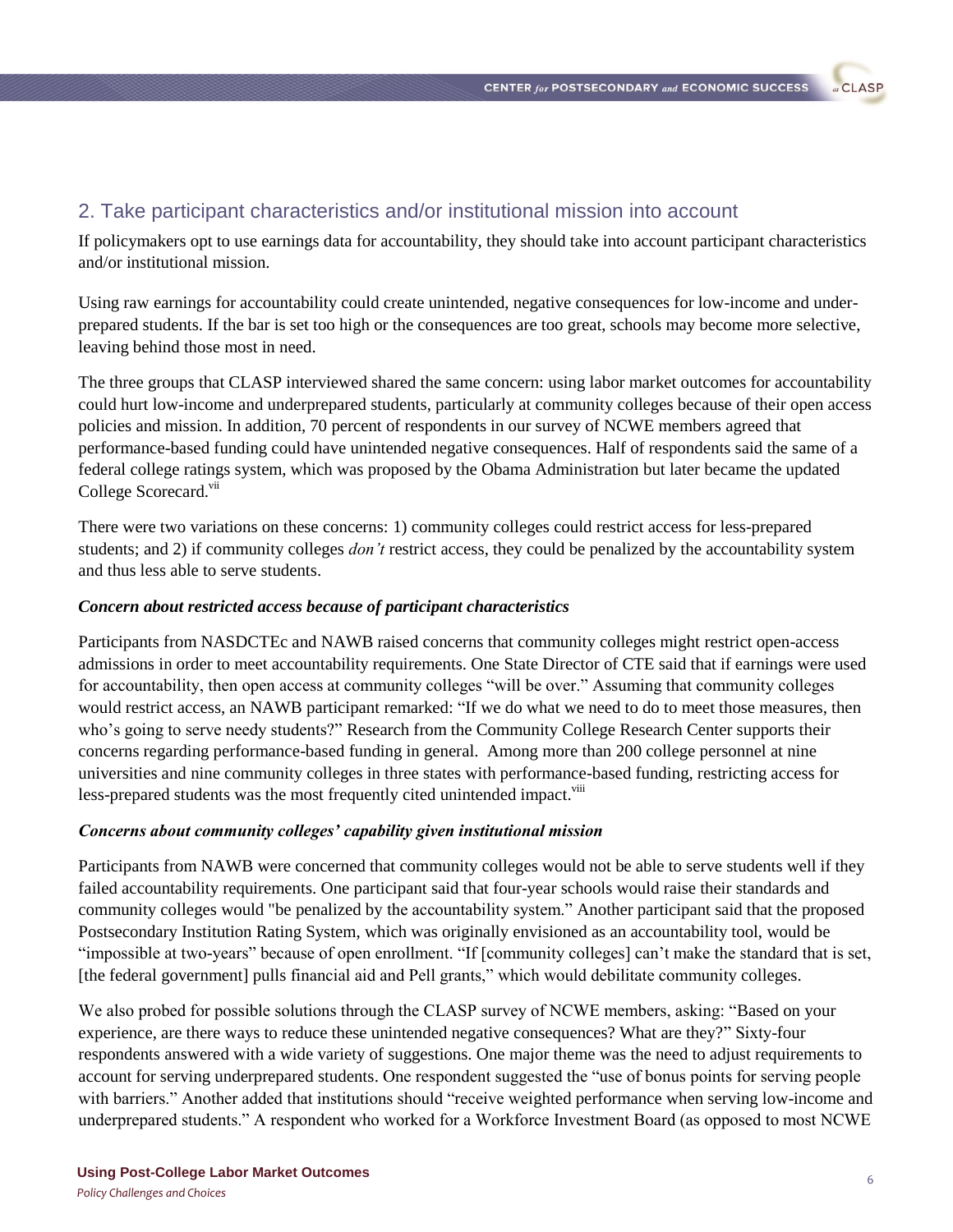## 2. Take participant characteristics and/or institutional mission into account

If policymakers opt to use earnings data for accountability, they should take into account participant characteristics and/or institutional mission.

Using raw earnings for accountability could create unintended, negative consequences for low-income and underprepared students. If the bar is set too high or the consequences are too great, schools may become more selective, leaving behind those most in need.

The three groups that CLASP interviewed shared the same concern: using labor market outcomes for accountability could hurt low-income and underprepared students, particularly at community colleges because of their open access policies and mission. In addition, 70 percent of respondents in our survey of NCWE members agreed that performance-based funding could have unintended negative consequences. Half of respondents said the same of a federal college ratings system, which was proposed by the Obama Administration but later became the updated College Scorecard.[vii]

There were two variations on these concerns: 1) community colleges could restrict access for less-prepared students; and 2) if community colleges *don't* restrict access, they could be penalized by the accountability system and thus less able to serve students.

### *Concern about restricted access because of participant characteristics*

Participants from NASDCTEc and NAWB raised concerns that community colleges might restrict open-access admissions in order to meet accountability requirements. One State Director of CTE said that if earnings were used for accountability, then open access at community colleges "will be over." Assuming that community colleges would restrict access, an NAWB participant remarked: "If we do what we need to do to meet those measures, then who's going to serve needy students?" Research from the Community College Research Center supports their concerns regarding performance-based funding in general. Among more than 200 college personnel at nine universities and nine community colleges in three states with performance-based funding, restricting access for less-prepared students was the most frequently cited unintended impact.[viii]

### *Concerns about community colleges' capability given institutional mission*

Participants from NAWB were concerned that community colleges would not be able to serve students well if they failed accountability requirements. One participant said that four-year schools would raise their standards and community colleges would "be penalized by the accountability system." Another participant said that the proposed Postsecondary Institution Rating System, which was originally envisioned as an accountability tool, would be "impossible at two-years" because of open enrollment. "If [community colleges] can't make the standard that is set, [the federal government] pulls financial aid and Pell grants," which would debilitate community colleges.

We also probed for possible solutions through the CLASP survey of NCWE members, asking: "Based on your experience, are there ways to reduce these unintended negative consequences? What are they?" Sixty-four respondents answered with a wide variety of suggestions. One major theme was the need to adjust requirements to account for serving underprepared students. One respondent suggested the "use of bonus points for serving people with barriers." Another added that institutions should "receive weighted performance when serving low-income and underprepared students." A respondent who worked for a Workforce Investment Board (as opposed to most NCWE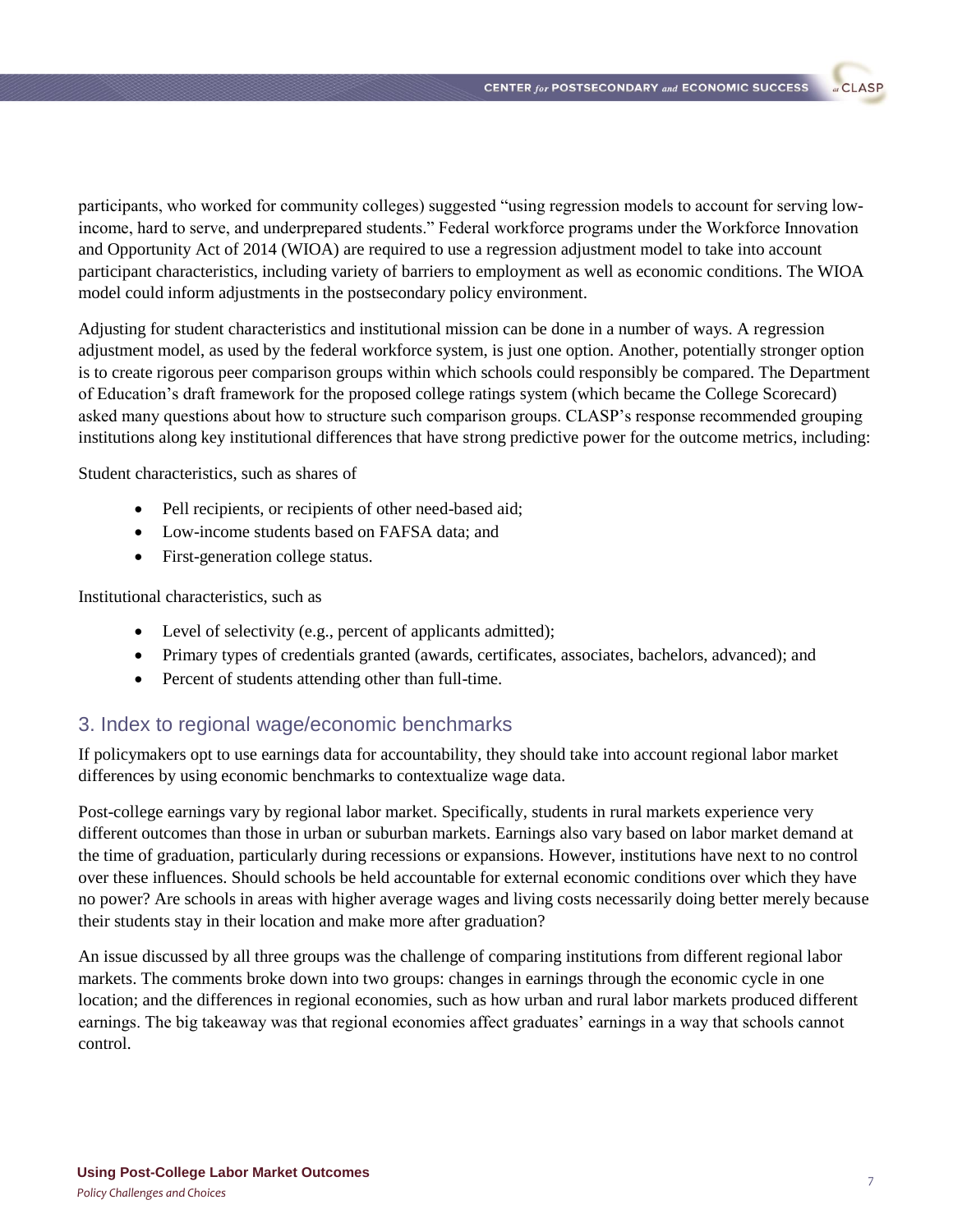participants, who worked for community colleges) suggested "using regression models to account for serving low-income, hard to serve, and underprepared students." Federal workforce programs under the Workforce Innovation and Opportunity Act of 2014 (WIOA) are required to use a regression adjustment model to take into account participant characteristics, including variety of barriers to employment as well as economic conditions. The WIOA model could inform adjustments in the postsecondary policy environment.

Adjusting for student characteristics and institutional mission can be done in a number of ways. A regression adjustment model, as used by the federal workforce system, is just one option. Another, potentially stronger option is to create rigorous peer comparison groups within which schools could responsibly be compared. The Department of Education's draft framework for the proposed college ratings system (which became the College Scorecard) asked many questions about how to structure such comparison groups. CLASP's response recommended grouping institutions along key institutional differences that have strong predictive power for the outcome metrics, including:

Student characteristics, such as shares of

- Pell recipients, or recipients of other need-based aid;
- Low-income students based on FAFSA data; and
- First-generation college status.

Institutional characteristics, such as

- Level of selectivity (e.g., percent of applicants admitted);
- Primary types of credentials granted (awards, certificates, associates, bachelors, advanced); and
- Percent of students attending other than full-time.

## 3. Index to regional wage/economic benchmarks

If policymakers opt to use earnings data for accountability, they should take into account regional labor market differences by using economic benchmarks to contextualize wage data.

Post-college earnings vary by regional labor market. Specifically, students in rural markets experience very different outcomes than those in urban or suburban markets. Earnings also vary based on labor market demand at the time of graduation, particularly during recessions or expansions. However, institutions have next to no control over these influences. Should schools be held accountable for external economic conditions over which they have no power? Are schools in areas with higher average wages and living costs necessarily doing better merely because their students stay in their location and make more after graduation?

An issue discussed by all three groups was the challenge of comparing institutions from different regional labor markets. The comments broke down into two groups: changes in earnings through the economic cycle in one location; and the differences in regional economies, such as how urban and rural labor markets produced different earnings. The big takeaway was that regional economies affect graduates' earnings in a way that schools cannot control.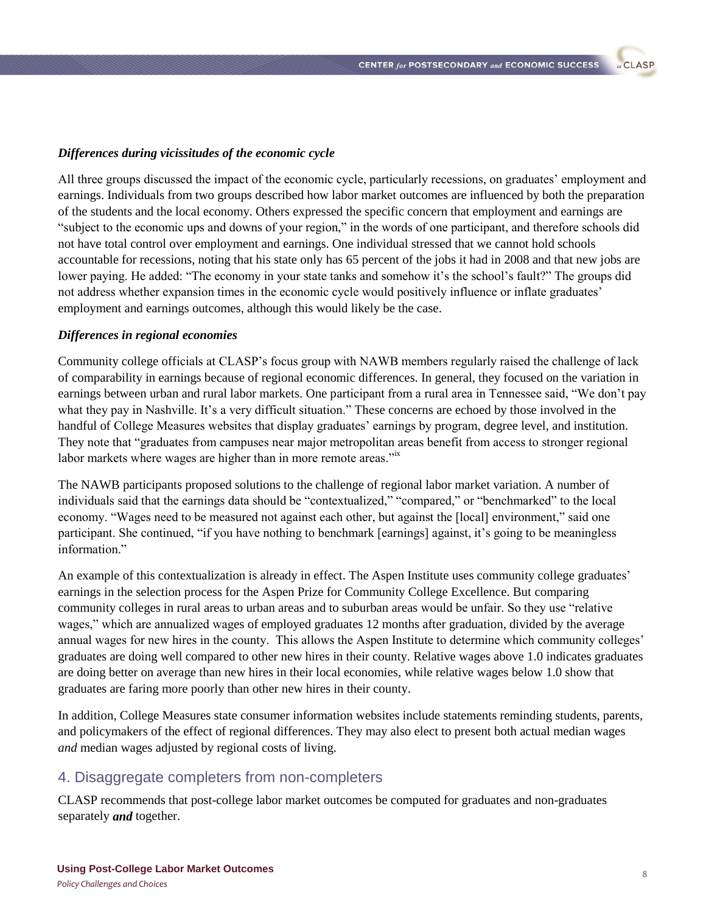***Differences during vicissitudes of the economic cycle***

All three groups discussed the impact of the economic cycle, particularly recessions, on graduates' employment and earnings. Individuals from two groups described how labor market outcomes are influenced by both the preparation of the students and the local economy. Others expressed the specific concern that employment and earnings are "subject to the economic ups and downs of your region," in the words of one participant, and therefore schools did not have total control over employment and earnings. One individual stressed that we cannot hold schools accountable for recessions, noting that his state only has 65 percent of the jobs it had in 2008 and that new jobs are lower paying. He added: "The economy in your state tanks and somehow it's the school's fault?" The groups did not address whether expansion times in the economic cycle would positively influence or inflate graduates' employment and earnings outcomes, although this would likely be the case.

***Differences in regional economies***

Community college officials at CLASP's focus group with NAWB members regularly raised the challenge of lack of comparability in earnings because of regional economic differences. In general, they focused on the variation in earnings between urban and rural labor markets. One participant from a rural area in Tennessee said, "We don't pay what they pay in Nashville. It's a very difficult situation." These concerns are echoed by those involved in the handful of College Measures websites that display graduates' earnings by program, degree level, and institution. They note that "graduates from campuses near major metropolitan areas benefit from access to stronger regional labor markets where wages are higher than in more remote areas."[ix]

The NAWB participants proposed solutions to the challenge of regional labor market variation. A number of individuals said that the earnings data should be "contextualized," "compared," or "benchmarked" to the local economy. "Wages need to be measured not against each other, but against the [local] environment," said one participant. She continued, "if you have nothing to benchmark [earnings] against, it's going to be meaningless information."

An example of this contextualization is already in effect. The Aspen Institute uses community college graduates' earnings in the selection process for the Aspen Prize for Community College Excellence. But comparing community colleges in rural areas to urban areas and to suburban areas would be unfair. So they use "relative wages," which are annualized wages of employed graduates 12 months after graduation, divided by the average annual wages for new hires in the county. This allows the Aspen Institute to determine which community colleges' graduates are doing well compared to other new hires in their county. Relative wages above 1.0 indicates graduates are doing better on average than new hires in their local economies, while relative wages below 1.0 show that graduates are faring more poorly than other new hires in their county.

In addition, College Measures state consumer information websites include statements reminding students, parents, and policymakers of the effect of regional differences. They may also elect to present both actual median wages *and* median wages adjusted by regional costs of living.

## 4. Disaggregate completers from non-completers

CLASP recommends that post-college labor market outcomes be computed for graduates and non-graduates separately ***and*** together.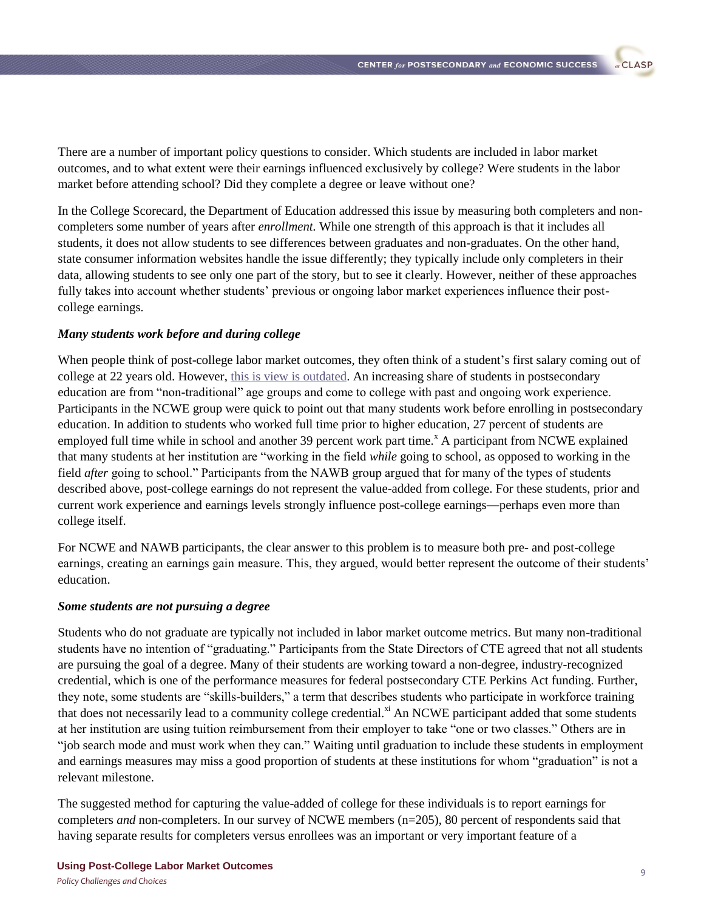There are a number of important policy questions to consider. Which students are included in labor market outcomes, and to what extent were their earnings influenced exclusively by college? Were students in the labor market before attending school? Did they complete a degree or leave without one?

In the College Scorecard, the Department of Education addressed this issue by measuring both completers and non-completers some number of years after *enrollment.* While one strength of this approach is that it includes all students, it does not allow students to see differences between graduates and non-graduates. On the other hand, state consumer information websites handle the issue differently; they typically include only completers in their data, allowing students to see only one part of the story, but to see it clearly. However, neither of these approaches fully takes into account whether students' previous or ongoing labor market experiences influence their post-college earnings.

***Many students work before and during college***

When people think of post-college labor market outcomes, they often think of a student's first salary coming out of college at 22 years old. However, this is view is outdated. An increasing share of students in postsecondary education are from "non-traditional" age groups and come to college with past and ongoing work experience. Participants in the NCWE group were quick to point out that many students work before enrolling in postsecondary education. In addition to students who worked full time prior to higher education, 27 percent of students are employed full time while in school and another 39 percent work part time.[x] A participant from NCWE explained that many students at her institution are "working in the field *while* going to school, as opposed to working in the field *after* going to school." Participants from the NAWB group argued that for many of the types of students described above, post-college earnings do not represent the value-added from college. For these students, prior and current work experience and earnings levels strongly influence post-college earnings—perhaps even more than college itself.

For NCWE and NAWB participants, the clear answer to this problem is to measure both pre- and post-college earnings, creating an earnings gain measure. This, they argued, would better represent the outcome of their students' education.

***Some students are not pursuing a degree***

Students who do not graduate are typically not included in labor market outcome metrics. But many non-traditional students have no intention of "graduating." Participants from the State Directors of CTE agreed that not all students are pursuing the goal of a degree. Many of their students are working toward a non-degree, industry-recognized credential, which is one of the performance measures for federal postsecondary CTE Perkins Act funding. Further, they note, some students are "skills-builders," a term that describes students who participate in workforce training that does not necessarily lead to a community college credential.[xi] An NCWE participant added that some students at her institution are using tuition reimbursement from their employer to take "one or two classes." Others are in "job search mode and must work when they can." Waiting until graduation to include these students in employment and earnings measures may miss a good proportion of students at these institutions for whom "graduation" is not a relevant milestone.

The suggested method for capturing the value-added of college for these individuals is to report earnings for completers *and* non-completers. In our survey of NCWE members (n=205), 80 percent of respondents said that having separate results for completers versus enrollees was an important or very important feature of a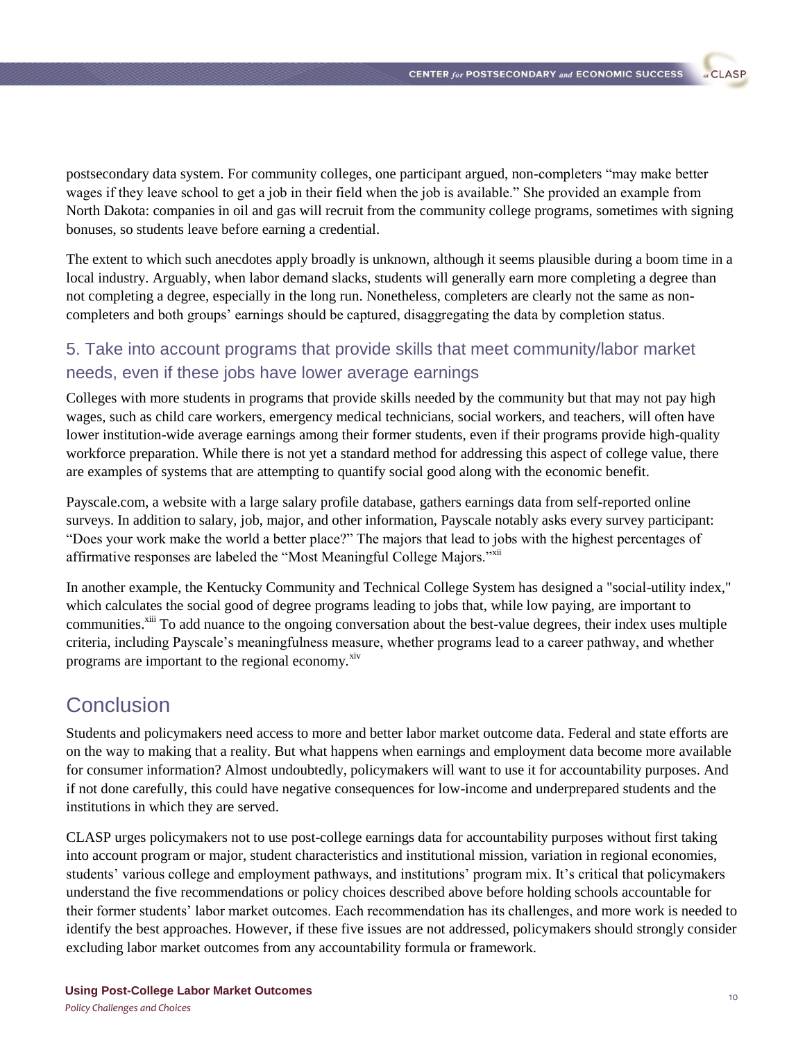postsecondary data system. For community colleges, one participant argued, non-completers "may make better wages if they leave school to get a job in their field when the job is available." She provided an example from North Dakota: companies in oil and gas will recruit from the community college programs, sometimes with signing bonuses, so students leave before earning a credential.

The extent to which such anecdotes apply broadly is unknown, although it seems plausible during a boom time in a local industry. Arguably, when labor demand slacks, students will generally earn more completing a degree than not completing a degree, especially in the long run. Nonetheless, completers are clearly not the same as non-completers and both groups' earnings should be captured, disaggregating the data by completion status.

## 5. Take into account programs that provide skills that meet community/labor market needs, even if these jobs have lower average earnings

Colleges with more students in programs that provide skills needed by the community but that may not pay high wages, such as child care workers, emergency medical technicians, social workers, and teachers, will often have lower institution-wide average earnings among their former students, even if their programs provide high-quality workforce preparation. While there is not yet a standard method for addressing this aspect of college value, there are examples of systems that are attempting to quantify social good along with the economic benefit.

Payscale.com, a website with a large salary profile database, gathers earnings data from self-reported online surveys. In addition to salary, job, major, and other information, Payscale notably asks every survey participant: "Does your work make the world a better place?" The majors that lead to jobs with the highest percentages of affirmative responses are labeled the "Most Meaningful College Majors."[xii]

In another example, the Kentucky Community and Technical College System has designed a "social-utility index," which calculates the social good of degree programs leading to jobs that, while low paying, are important to communities.[xiii] To add nuance to the ongoing conversation about the best-value degrees, their index uses multiple criteria, including Payscale's meaningfulness measure, whether programs lead to a career pathway, and whether programs are important to the regional economy.[xiv]

# Conclusion

Students and policymakers need access to more and better labor market outcome data. Federal and state efforts are on the way to making that a reality. But what happens when earnings and employment data become more available for consumer information? Almost undoubtedly, policymakers will want to use it for accountability purposes. And if not done carefully, this could have negative consequences for low-income and underprepared students and the institutions in which they are served.

CLASP urges policymakers not to use post-college earnings data for accountability purposes without first taking into account program or major, student characteristics and institutional mission, variation in regional economies, students' various college and employment pathways, and institutions' program mix. It's critical that policymakers understand the five recommendations or policy choices described above before holding schools accountable for their former students' labor market outcomes. Each recommendation has its challenges, and more work is needed to identify the best approaches. However, if these five issues are not addressed, policymakers should strongly consider excluding labor market outcomes from any accountability formula or framework.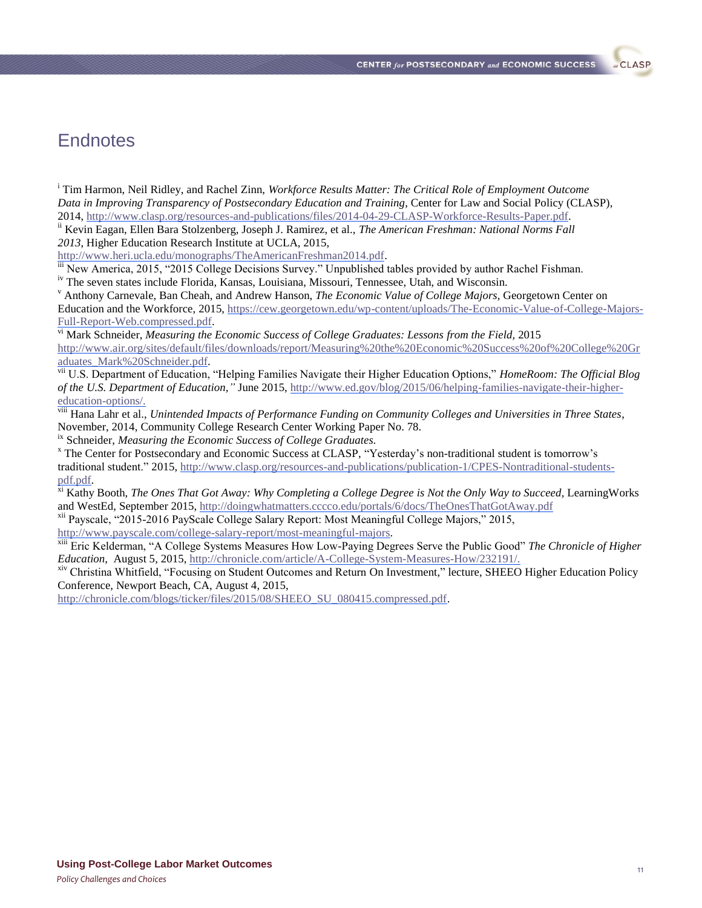# Endnotes

[i] Tim Harmon, Neil Ridley, and Rachel Zinn, *Workforce Results Matter: The Critical Role of Employment Outcome Data in Improving Transparency of Postsecondary Education and Training*, Center for Law and Social Policy (CLASP), 2014, http://www.clasp.org/resources-and-publications/files/2014-04-29-CLASP-Workforce-Results-Paper.pdf.

[ii] Kevin Eagan, Ellen Bara Stolzenberg, Joseph J. Ramirez, et al., *The American Freshman: National Norms Fall 2013*, Higher Education Research Institute at UCLA, 2015, http://www.heri.ucla.edu/monographs/TheAmericanFreshman2014.pdf.

[iii] New America, 2015, "2015 College Decisions Survey." Unpublished tables provided by author Rachel Fishman.

[iv] The seven states include Florida, Kansas, Louisiana, Missouri, Tennessee, Utah, and Wisconsin.

[v] Anthony Carnevale, Ban Cheah, and Andrew Hanson, *The Economic Value of College Majors*, Georgetown Center on Education and the Workforce, 2015, https://cew.georgetown.edu/wp-content/uploads/The-Economic-Value-of-College-Majors-Full-Report-Web.compressed.pdf.

[vi] Mark Schneider, *Measuring the Economic Success of College Graduates: Lessons from the Field*, 2015 http://www.air.org/sites/default/files/downloads/report/Measuring%20the%20Economic%20Success%20of%20College%20Graduates_Mark%20Schneider.pdf.

[vii] U.S. Department of Education, "Helping Families Navigate their Higher Education Options," *HomeRoom: The Official Blog of the U.S. Department of Education,"* June 2015, http://www.ed.gov/blog/2015/06/helping-families-navigate-their-higher-education-options/.

[viii] Hana Lahr et al., *Unintended Impacts of Performance Funding on Community Colleges and Universities in Three States*, November, 2014, Community College Research Center Working Paper No. 78.

[ix] Schneider, *Measuring the Economic Success of College Graduates*.

[x] The Center for Postsecondary and Economic Success at CLASP, "Yesterday's non-traditional student is tomorrow's traditional student." 2015, http://www.clasp.org/resources-and-publications/publication-1/CPES-Nontraditional-students-pdf.pdf.

[xi] Kathy Booth, *The Ones That Got Away: Why Completing a College Degree is Not the Only Way to Succeed*, LearningWorks and WestEd, September 2015, http://doingwhatmatters.cccco.edu/portals/6/docs/TheOnesThatGotAway.pdf

[xii] Payscale, "2015-2016 PayScale College Salary Report: Most Meaningful College Majors," 2015, http://www.payscale.com/college-salary-report/most-meaningful-majors.

[xiii] Eric Kelderman, "A College Systems Measures How Low-Paying Degrees Serve the Public Good" *The Chronicle of Higher Education*, August 5, 2015, http://chronicle.com/article/A-College-System-Measures-How/232191/.

[xiv] Christina Whitfield, "Focusing on Student Outcomes and Return On Investment," lecture, SHEEO Higher Education Policy Conference, Newport Beach, CA, August 4, 2015, http://chronicle.com/blogs/ticker/files/2015/08/SHEEO_SU_080415.compressed.pdf.